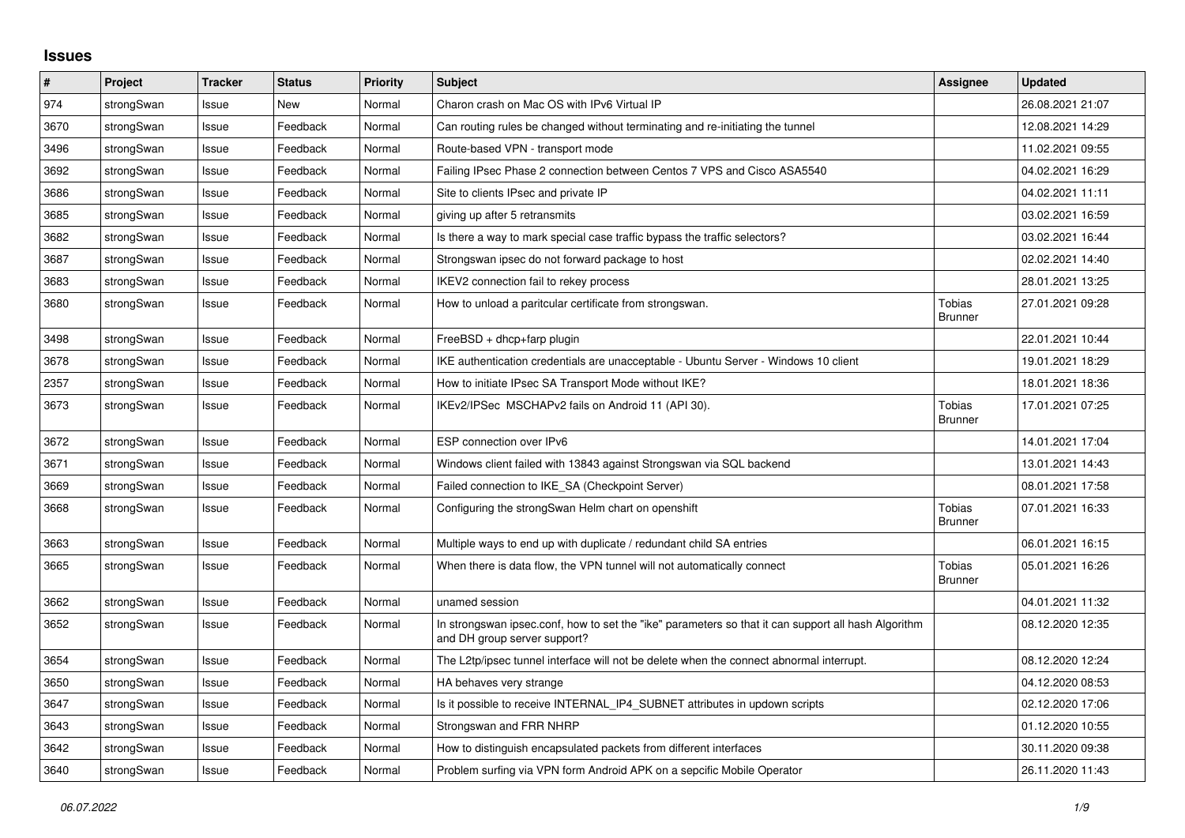# Issues

| # | Project | Tracker | Status | Priority | Subject | Assignee | Updated |
|---|---|---|---|---|---|---|---|
| 974 | strongSwan | Issue | New | Normal | Charon crash on Mac OS with IPv6 Virtual IP | | 26.08.2021 21:07 |
| 3670 | strongSwan | Issue | Feedback | Normal | Can routing rules be changed without terminating and re-initiating the tunnel | | 12.08.2021 14:29 |
| 3496 | strongSwan | Issue | Feedback | Normal | Route-based VPN - transport mode | | 11.02.2021 09:55 |
| 3692 | strongSwan | Issue | Feedback | Normal | Failing IPsec Phase 2 connection between Centos 7 VPS and Cisco ASA5540 | | 04.02.2021 16:29 |
| 3686 | strongSwan | Issue | Feedback | Normal | Site to clients IPsec and private IP | | 04.02.2021 11:11 |
| 3685 | strongSwan | Issue | Feedback | Normal | giving up after 5 retransmits | | 03.02.2021 16:59 |
| 3682 | strongSwan | Issue | Feedback | Normal | Is there a way to mark special case traffic bypass the traffic selectors? | | 03.02.2021 16:44 |
| 3687 | strongSwan | Issue | Feedback | Normal | Strongswan ipsec do not forward package to host | | 02.02.2021 14:40 |
| 3683 | strongSwan | Issue | Feedback | Normal | IKEV2 connection fail to rekey process | | 28.01.2021 13:25 |
| 3680 | strongSwan | Issue | Feedback | Normal | How to unload a paritcular certificate from strongswan. | Tobias Brunner | 27.01.2021 09:28 |
| 3498 | strongSwan | Issue | Feedback | Normal | FreeBSD + dhcp+farp plugin | | 22.01.2021 10:44 |
| 3678 | strongSwan | Issue | Feedback | Normal | IKE authentication credentials are unacceptable - Ubuntu Server - Windows 10 client | | 19.01.2021 18:29 |
| 2357 | strongSwan | Issue | Feedback | Normal | How to initiate IPsec SA Transport Mode without IKE? | | 18.01.2021 18:36 |
| 3673 | strongSwan | Issue | Feedback | Normal | IKEv2/IPSec MSCHAPv2 fails on Android 11 (API 30). | Tobias Brunner | 17.01.2021 07:25 |
| 3672 | strongSwan | Issue | Feedback | Normal | ESP connection over IPv6 | | 14.01.2021 17:04 |
| 3671 | strongSwan | Issue | Feedback | Normal | Windows client failed with 13843 against Strongswan via SQL backend | | 13.01.2021 14:43 |
| 3669 | strongSwan | Issue | Feedback | Normal | Failed connection to IKE_SA (Checkpoint Server) | | 08.01.2021 17:58 |
| 3668 | strongSwan | Issue | Feedback | Normal | Configuring the strongSwan Helm chart on openshift | Tobias Brunner | 07.01.2021 16:33 |
| 3663 | strongSwan | Issue | Feedback | Normal | Multiple ways to end up with duplicate / redundant child SA entries | | 06.01.2021 16:15 |
| 3665 | strongSwan | Issue | Feedback | Normal | When there is data flow, the VPN tunnel will not automatically connect | Tobias Brunner | 05.01.2021 16:26 |
| 3662 | strongSwan | Issue | Feedback | Normal | unamed session | | 04.01.2021 11:32 |
| 3652 | strongSwan | Issue | Feedback | Normal | In strongswan ipsec.conf, how to set the "ike" parameters so that it can support all hash Algorithm and DH group server support? | | 08.12.2020 12:35 |
| 3654 | strongSwan | Issue | Feedback | Normal | The L2tp/ipsec tunnel interface will not be delete when the connect abnormal interrupt. | | 08.12.2020 12:24 |
| 3650 | strongSwan | Issue | Feedback | Normal | HA behaves very strange | | 04.12.2020 08:53 |
| 3647 | strongSwan | Issue | Feedback | Normal | Is it possible to receive INTERNAL_IP4_SUBNET attributes in updown scripts | | 02.12.2020 17:06 |
| 3643 | strongSwan | Issue | Feedback | Normal | Strongswan and FRR NHRP | | 01.12.2020 10:55 |
| 3642 | strongSwan | Issue | Feedback | Normal | How to distinguish encapsulated packets from different interfaces | | 30.11.2020 09:38 |
| 3640 | strongSwan | Issue | Feedback | Normal | Problem surfing via VPN form Android APK on a sepcific Mobile Operator | | 26.11.2020 11:43 |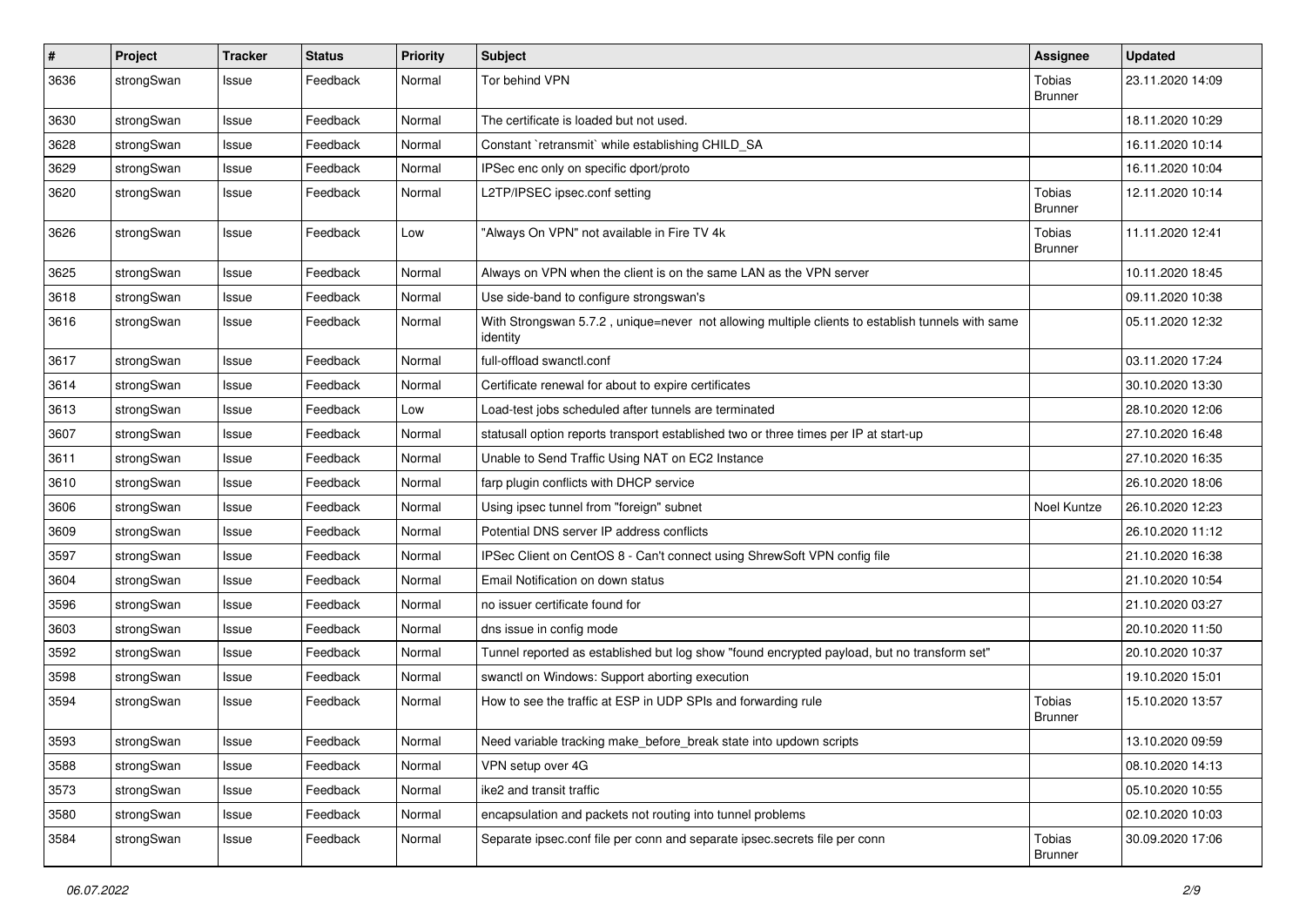| # | Project | Tracker | Status | Priority | Subject | Assignee | Updated |
|---|---|---|---|---|---|---|---|
| 3636 | strongSwan | Issue | Feedback | Normal | Tor behind VPN | Tobias Brunner | 23.11.2020 14:09 |
| 3630 | strongSwan | Issue | Feedback | Normal | The certificate is loaded but not used. | | 18.11.2020 10:29 |
| 3628 | strongSwan | Issue | Feedback | Normal | Constant `retransmit` while establishing CHILD_SA | | 16.11.2020 10:14 |
| 3629 | strongSwan | Issue | Feedback | Normal | IPSec enc only on specific dport/proto | | 16.11.2020 10:04 |
| 3620 | strongSwan | Issue | Feedback | Normal | L2TP/IPSEC ipsec.conf setting | Tobias Brunner | 12.11.2020 10:14 |
| 3626 | strongSwan | Issue | Feedback | Low | "Always On VPN" not available in Fire TV 4k | Tobias Brunner | 11.11.2020 12:41 |
| 3625 | strongSwan | Issue | Feedback | Normal | Always on VPN when the client is on the same LAN as the VPN server | | 10.11.2020 18:45 |
| 3618 | strongSwan | Issue | Feedback | Normal | Use side-band to configure strongswan's | | 09.11.2020 10:38 |
| 3616 | strongSwan | Issue | Feedback | Normal | With Strongswan 5.7.2 , unique=never not allowing multiple clients to establish tunnels with same identity | | 05.11.2020 12:32 |
| 3617 | strongSwan | Issue | Feedback | Normal | full-offload swanctl.conf | | 03.11.2020 17:24 |
| 3614 | strongSwan | Issue | Feedback | Normal | Certificate renewal for about to expire certificates | | 30.10.2020 13:30 |
| 3613 | strongSwan | Issue | Feedback | Low | Load-test jobs scheduled after tunnels are terminated | | 28.10.2020 12:06 |
| 3607 | strongSwan | Issue | Feedback | Normal | statusall option reports transport established two or three times per IP at start-up | | 27.10.2020 16:48 |
| 3611 | strongSwan | Issue | Feedback | Normal | Unable to Send Traffic Using NAT on EC2 Instance | | 27.10.2020 16:35 |
| 3610 | strongSwan | Issue | Feedback | Normal | farp plugin conflicts with DHCP service | | 26.10.2020 18:06 |
| 3606 | strongSwan | Issue | Feedback | Normal | Using ipsec tunnel from "foreign" subnet | Noel Kuntze | 26.10.2020 12:23 |
| 3609 | strongSwan | Issue | Feedback | Normal | Potential DNS server IP address conflicts | | 26.10.2020 11:12 |
| 3597 | strongSwan | Issue | Feedback | Normal | IPSec Client on CentOS 8 - Can't connect using ShrewSoft VPN config file | | 21.10.2020 16:38 |
| 3604 | strongSwan | Issue | Feedback | Normal | Email Notification on down status | | 21.10.2020 10:54 |
| 3596 | strongSwan | Issue | Feedback | Normal | no issuer certificate found for | | 21.10.2020 03:27 |
| 3603 | strongSwan | Issue | Feedback | Normal | dns issue in config mode | | 20.10.2020 11:50 |
| 3592 | strongSwan | Issue | Feedback | Normal | Tunnel reported as established but log show "found encrypted payload, but no transform set" | | 20.10.2020 10:37 |
| 3598 | strongSwan | Issue | Feedback | Normal | swanctl on Windows: Support aborting execution | | 19.10.2020 15:01 |
| 3594 | strongSwan | Issue | Feedback | Normal | How to see the traffic at ESP in UDP SPIs and forwarding rule | Tobias Brunner | 15.10.2020 13:57 |
| 3593 | strongSwan | Issue | Feedback | Normal | Need variable tracking make_before_break state into updown scripts | | 13.10.2020 09:59 |
| 3588 | strongSwan | Issue | Feedback | Normal | VPN setup over 4G | | 08.10.2020 14:13 |
| 3573 | strongSwan | Issue | Feedback | Normal | ike2 and transit traffic | | 05.10.2020 10:55 |
| 3580 | strongSwan | Issue | Feedback | Normal | encapsulation and packets not routing into tunnel problems | | 02.10.2020 10:03 |
| 3584 | strongSwan | Issue | Feedback | Normal | Separate ipsec.conf file per conn and separate ipsec.secrets file per conn | Tobias Brunner | 30.09.2020 17:06 |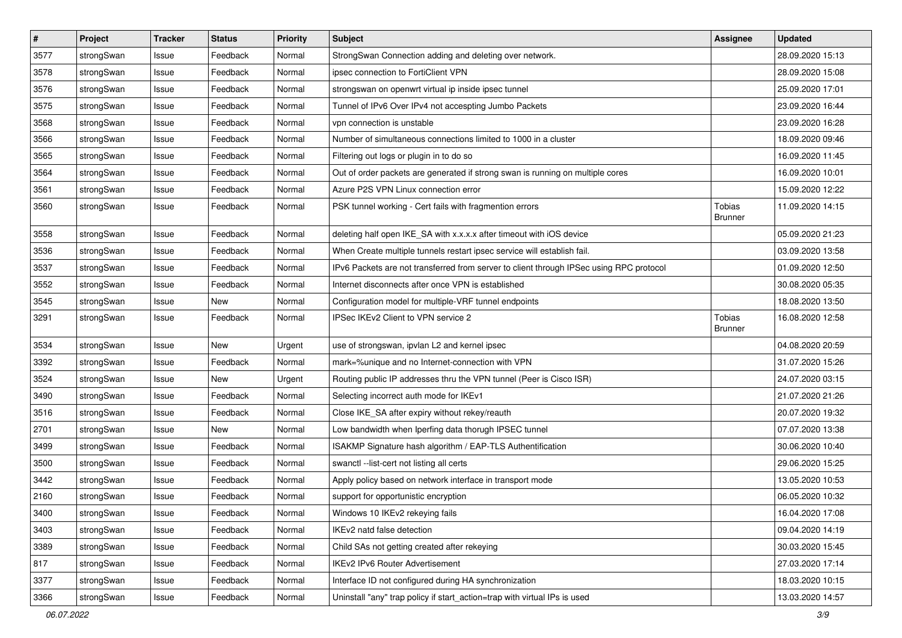| # | Project | Tracker | Status | Priority | Subject | Assignee | Updated |
|---|---|---|---|---|---|---|---|
| 3577 | strongSwan | Issue | Feedback | Normal | StrongSwan Connection adding and deleting over network. | | 28.09.2020 15:13 |
| 3578 | strongSwan | Issue | Feedback | Normal | ipsec connection to FortiClient VPN | | 28.09.2020 15:08 |
| 3576 | strongSwan | Issue | Feedback | Normal | strongswan on openwrt virtual ip inside ipsec tunnel | | 25.09.2020 17:01 |
| 3575 | strongSwan | Issue | Feedback | Normal | Tunnel of IPv6 Over IPv4 not accespting Jumbo Packets | | 23.09.2020 16:44 |
| 3568 | strongSwan | Issue | Feedback | Normal | vpn connection is unstable | | 23.09.2020 16:28 |
| 3566 | strongSwan | Issue | Feedback | Normal | Number of simultaneous connections limited to 1000 in a cluster | | 18.09.2020 09:46 |
| 3565 | strongSwan | Issue | Feedback | Normal | Filtering out logs or plugin in to do so | | 16.09.2020 11:45 |
| 3564 | strongSwan | Issue | Feedback | Normal | Out of order packets are generated if strong swan is running on multiple cores | | 16.09.2020 10:01 |
| 3561 | strongSwan | Issue | Feedback | Normal | Azure P2S VPN Linux connection error | | 15.09.2020 12:22 |
| 3560 | strongSwan | Issue | Feedback | Normal | PSK tunnel working - Cert fails with fragmention errors | Tobias Brunner | 11.09.2020 14:15 |
| 3558 | strongSwan | Issue | Feedback | Normal | deleting half open IKE_SA with x.x.x.x after timeout with iOS device | | 05.09.2020 21:23 |
| 3536 | strongSwan | Issue | Feedback | Normal | When Create multiple tunnels restart ipsec service will establish fail. | | 03.09.2020 13:58 |
| 3537 | strongSwan | Issue | Feedback | Normal | IPv6 Packets are not transferred from server to client through IPSec using RPC protocol | | 01.09.2020 12:50 |
| 3552 | strongSwan | Issue | Feedback | Normal | Internet disconnects after once VPN is established | | 30.08.2020 05:35 |
| 3545 | strongSwan | Issue | New | Normal | Configuration model for multiple-VRF tunnel endpoints | | 18.08.2020 13:50 |
| 3291 | strongSwan | Issue | Feedback | Normal | IPSec IKEv2 Client to VPN service 2 | Tobias Brunner | 16.08.2020 12:58 |
| 3534 | strongSwan | Issue | New | Urgent | use of strongswan, ipvlan L2 and kernel ipsec | | 04.08.2020 20:59 |
| 3392 | strongSwan | Issue | Feedback | Normal | mark=%unique and no Internet-connection with VPN | | 31.07.2020 15:26 |
| 3524 | strongSwan | Issue | New | Urgent | Routing public IP addresses thru the VPN tunnel (Peer is Cisco ISR) | | 24.07.2020 03:15 |
| 3490 | strongSwan | Issue | Feedback | Normal | Selecting incorrect auth mode for IKEv1 | | 21.07.2020 21:26 |
| 3516 | strongSwan | Issue | Feedback | Normal | Close IKE_SA after expiry without rekey/reauth | | 20.07.2020 19:32 |
| 2701 | strongSwan | Issue | New | Normal | Low bandwidth when Iperfing data thorugh IPSEC tunnel | | 07.07.2020 13:38 |
| 3499 | strongSwan | Issue | Feedback | Normal | ISAKMP Signature hash algorithm / EAP-TLS Authentification | | 30.06.2020 10:40 |
| 3500 | strongSwan | Issue | Feedback | Normal | swanctl --list-cert not listing all certs | | 29.06.2020 15:25 |
| 3442 | strongSwan | Issue | Feedback | Normal | Apply policy based on network interface in transport mode | | 13.05.2020 10:53 |
| 2160 | strongSwan | Issue | Feedback | Normal | support for opportunistic encryption | | 06.05.2020 10:32 |
| 3400 | strongSwan | Issue | Feedback | Normal | Windows 10 IKEv2 rekeying fails | | 16.04.2020 17:08 |
| 3403 | strongSwan | Issue | Feedback | Normal | IKEv2 natd false detection | | 09.04.2020 14:19 |
| 3389 | strongSwan | Issue | Feedback | Normal | Child SAs not getting created after rekeying | | 30.03.2020 15:45 |
| 817 | strongSwan | Issue | Feedback | Normal | IKEv2 IPv6 Router Advertisement | | 27.03.2020 17:14 |
| 3377 | strongSwan | Issue | Feedback | Normal | Interface ID not configured during HA synchronization | | 18.03.2020 10:15 |
| 3366 | strongSwan | Issue | Feedback | Normal | Uninstall "any" trap policy if start_action=trap with virtual IPs is used | | 13.03.2020 14:57 |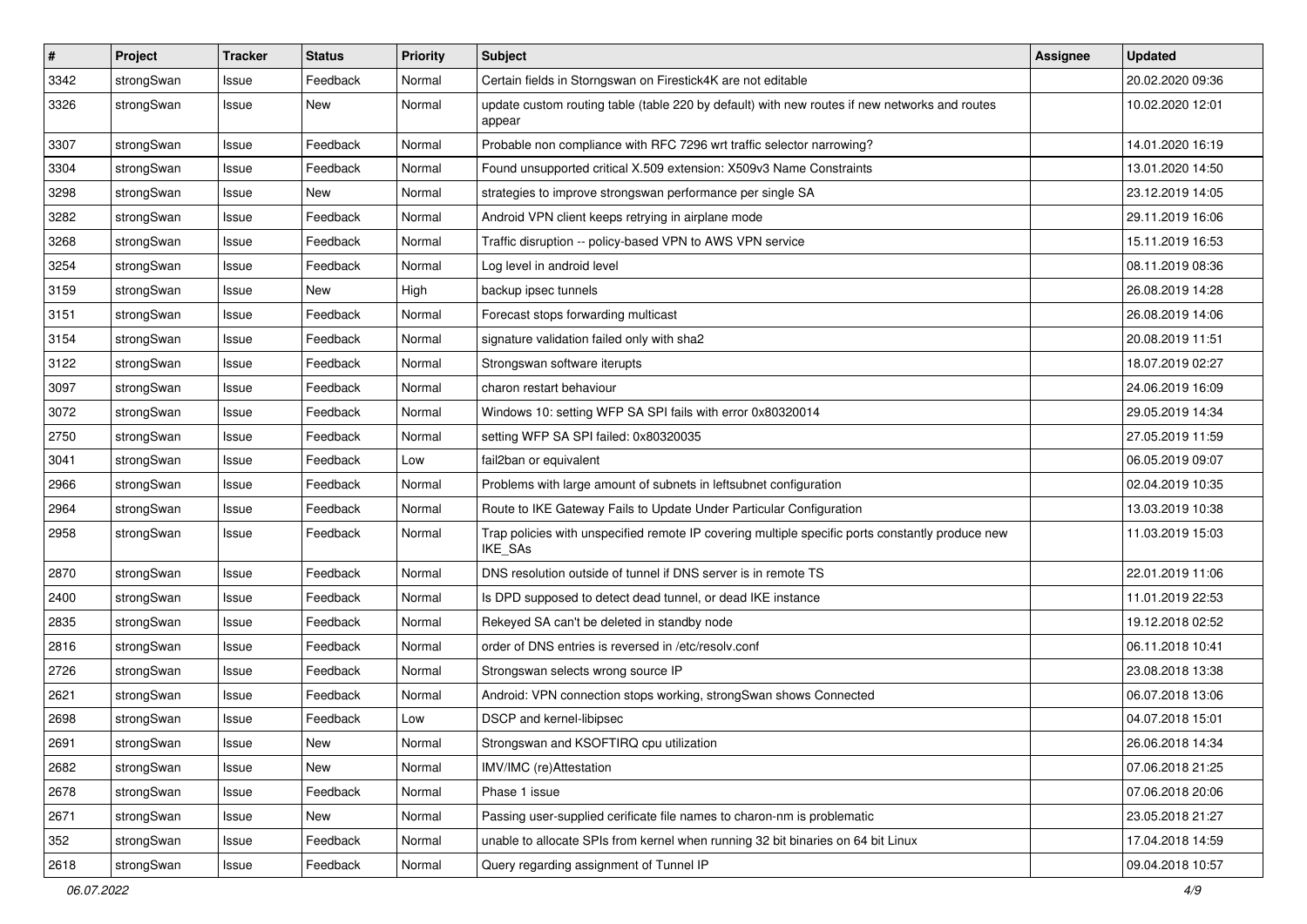| # | Project | Tracker | Status | Priority | Subject | Assignee | Updated |
| --- | --- | --- | --- | --- | --- | --- | --- |
| 3342 | strongSwan | Issue | Feedback | Normal | Certain fields in Storngswan on Firestick4K are not editable | | 20.02.2020 09:36 |
| 3326 | strongSwan | Issue | New | Normal | update custom routing table (table 220 by default) with new routes if new networks and routes appear | | 10.02.2020 12:01 |
| 3307 | strongSwan | Issue | Feedback | Normal | Probable non compliance with RFC 7296 wrt traffic selector narrowing? | | 14.01.2020 16:19 |
| 3304 | strongSwan | Issue | Feedback | Normal | Found unsupported critical X.509 extension: X509v3 Name Constraints | | 13.01.2020 14:50 |
| 3298 | strongSwan | Issue | New | Normal | strategies to improve strongswan performance per single SA | | 23.12.2019 14:05 |
| 3282 | strongSwan | Issue | Feedback | Normal | Android VPN client keeps retrying in airplane mode | | 29.11.2019 16:06 |
| 3268 | strongSwan | Issue | Feedback | Normal | Traffic disruption -- policy-based VPN to AWS VPN service | | 15.11.2019 16:53 |
| 3254 | strongSwan | Issue | Feedback | Normal | Log level in android level | | 08.11.2019 08:36 |
| 3159 | strongSwan | Issue | New | High | backup ipsec tunnels | | 26.08.2019 14:28 |
| 3151 | strongSwan | Issue | Feedback | Normal | Forecast stops forwarding multicast | | 26.08.2019 14:06 |
| 3154 | strongSwan | Issue | Feedback | Normal | signature validation failed only with sha2 | | 20.08.2019 11:51 |
| 3122 | strongSwan | Issue | Feedback | Normal | Strongswan software iterupts | | 18.07.2019 02:27 |
| 3097 | strongSwan | Issue | Feedback | Normal | charon restart behaviour | | 24.06.2019 16:09 |
| 3072 | strongSwan | Issue | Feedback | Normal | Windows 10: setting WFP SA SPI fails with error 0x80320014 | | 29.05.2019 14:34 |
| 2750 | strongSwan | Issue | Feedback | Normal | setting WFP SA SPI failed: 0x80320035 | | 27.05.2019 11:59 |
| 3041 | strongSwan | Issue | Feedback | Low | fail2ban or equivalent | | 06.05.2019 09:07 |
| 2966 | strongSwan | Issue | Feedback | Normal | Problems with large amount of subnets in leftsubnet configuration | | 02.04.2019 10:35 |
| 2964 | strongSwan | Issue | Feedback | Normal | Route to IKE Gateway Fails to Update Under Particular Configuration | | 13.03.2019 10:38 |
| 2958 | strongSwan | Issue | Feedback | Normal | Trap policies with unspecified remote IP covering multiple specific ports constantly produce new IKE_SAs | | 11.03.2019 15:03 |
| 2870 | strongSwan | Issue | Feedback | Normal | DNS resolution outside of tunnel if DNS server is in remote TS | | 22.01.2019 11:06 |
| 2400 | strongSwan | Issue | Feedback | Normal | Is DPD supposed to detect dead tunnel, or dead IKE instance | | 11.01.2019 22:53 |
| 2835 | strongSwan | Issue | Feedback | Normal | Rekeyed SA can't be deleted in standby node | | 19.12.2018 02:52 |
| 2816 | strongSwan | Issue | Feedback | Normal | order of DNS entries is reversed in /etc/resolv.conf | | 06.11.2018 10:41 |
| 2726 | strongSwan | Issue | Feedback | Normal | Strongswan selects wrong source IP | | 23.08.2018 13:38 |
| 2621 | strongSwan | Issue | Feedback | Normal | Android: VPN connection stops working, strongSwan shows Connected | | 06.07.2018 13:06 |
| 2698 | strongSwan | Issue | Feedback | Low | DSCP and kernel-libipsec | | 04.07.2018 15:01 |
| 2691 | strongSwan | Issue | New | Normal | Strongswan and KSOFTIRQ cpu utilization | | 26.06.2018 14:34 |
| 2682 | strongSwan | Issue | New | Normal | IMV/IMC (re)Attestation | | 07.06.2018 21:25 |
| 2678 | strongSwan | Issue | Feedback | Normal | Phase 1 issue | | 07.06.2018 20:06 |
| 2671 | strongSwan | Issue | New | Normal | Passing user-supplied cerificate file names to charon-nm is problematic | | 23.05.2018 21:27 |
| 352 | strongSwan | Issue | Feedback | Normal | unable to allocate SPIs from kernel when running 32 bit binaries on 64 bit Linux | | 17.04.2018 14:59 |
| 2618 | strongSwan | Issue | Feedback | Normal | Query regarding assignment of Tunnel IP | | 09.04.2018 10:57 |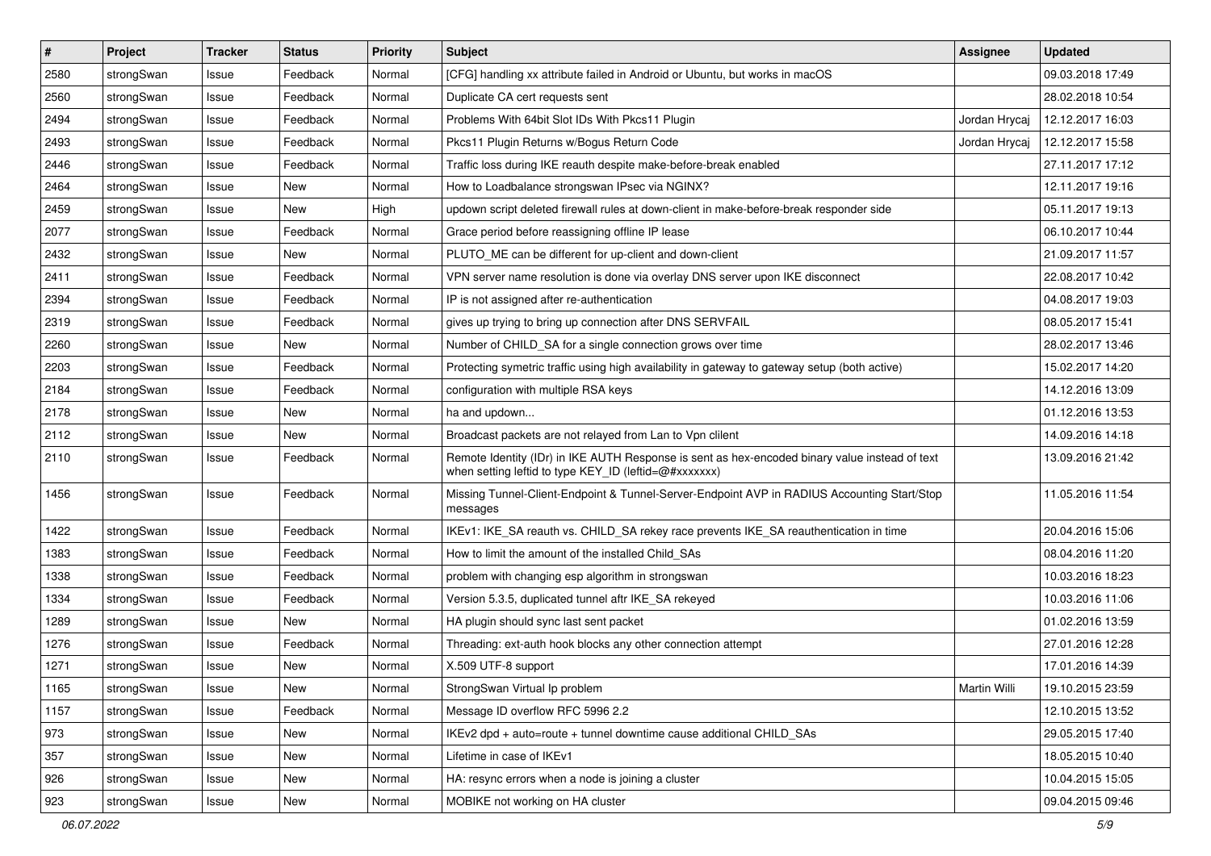| # | Project | Tracker | Status | Priority | Subject | Assignee | Updated |
|---|---|---|---|---|---|---|---|
| 2580 | strongSwan | Issue | Feedback | Normal | [CFG] handling xx attribute failed in Android or Ubuntu, but works in macOS | | 09.03.2018 17:49 |
| 2560 | strongSwan | Issue | Feedback | Normal | Duplicate CA cert requests sent | | 28.02.2018 10:54 |
| 2494 | strongSwan | Issue | Feedback | Normal | Problems With 64bit Slot IDs With Pkcs11 Plugin | Jordan Hrycaj | 12.12.2017 16:03 |
| 2493 | strongSwan | Issue | Feedback | Normal | Pkcs11 Plugin Returns w/Bogus Return Code | Jordan Hrycaj | 12.12.2017 15:58 |
| 2446 | strongSwan | Issue | Feedback | Normal | Traffic loss during IKE reauth despite make-before-break enabled | | 27.11.2017 17:12 |
| 2464 | strongSwan | Issue | New | Normal | How to Loadbalance strongswan IPsec via NGINX? | | 12.11.2017 19:16 |
| 2459 | strongSwan | Issue | New | High | updown script deleted firewall rules at down-client in make-before-break responder side | | 05.11.2017 19:13 |
| 2077 | strongSwan | Issue | Feedback | Normal | Grace period before reassigning offline IP lease | | 06.10.2017 10:44 |
| 2432 | strongSwan | Issue | New | Normal | PLUTO_ME can be different for up-client and down-client | | 21.09.2017 11:57 |
| 2411 | strongSwan | Issue | Feedback | Normal | VPN server name resolution is done via overlay DNS server upon IKE disconnect | | 22.08.2017 10:42 |
| 2394 | strongSwan | Issue | Feedback | Normal | IP is not assigned after re-authentication | | 04.08.2017 19:03 |
| 2319 | strongSwan | Issue | Feedback | Normal | gives up trying to bring up connection after DNS SERVFAIL | | 08.05.2017 15:41 |
| 2260 | strongSwan | Issue | New | Normal | Number of CHILD_SA for a single connection grows over time | | 28.02.2017 13:46 |
| 2203 | strongSwan | Issue | Feedback | Normal | Protecting symetric traffic using high availability in gateway to gateway setup (both active) | | 15.02.2017 14:20 |
| 2184 | strongSwan | Issue | Feedback | Normal | configuration with multiple RSA keys | | 14.12.2016 13:09 |
| 2178 | strongSwan | Issue | New | Normal | ha and updown... | | 01.12.2016 13:53 |
| 2112 | strongSwan | Issue | New | Normal | Broadcast packets are not relayed from Lan to Vpn clilent | | 14.09.2016 14:18 |
| 2110 | strongSwan | Issue | Feedback | Normal | Remote Identity (IDr) in IKE AUTH Response is sent as hex-encoded binary value instead of text when setting leftid to type KEY_ID (leftid=@#xxxxxxx) | | 13.09.2016 21:42 |
| 1456 | strongSwan | Issue | Feedback | Normal | Missing Tunnel-Client-Endpoint & Tunnel-Server-Endpoint AVP in RADIUS Accounting Start/Stop messages | | 11.05.2016 11:54 |
| 1422 | strongSwan | Issue | Feedback | Normal | IKEv1: IKE_SA reauth vs. CHILD_SA rekey race prevents IKE_SA reauthentication in time | | 20.04.2016 15:06 |
| 1383 | strongSwan | Issue | Feedback | Normal | How to limit the amount of the installed Child_SAs | | 08.04.2016 11:20 |
| 1338 | strongSwan | Issue | Feedback | Normal | problem with changing esp algorithm in strongswan | | 10.03.2016 18:23 |
| 1334 | strongSwan | Issue | Feedback | Normal | Version 5.3.5, duplicated tunnel aftr IKE_SA rekeyed | | 10.03.2016 11:06 |
| 1289 | strongSwan | Issue | New | Normal | HA plugin should sync last sent packet | | 01.02.2016 13:59 |
| 1276 | strongSwan | Issue | Feedback | Normal | Threading: ext-auth hook blocks any other connection attempt | | 27.01.2016 12:28 |
| 1271 | strongSwan | Issue | New | Normal | X.509 UTF-8 support | | 17.01.2016 14:39 |
| 1165 | strongSwan | Issue | New | Normal | StrongSwan Virtual Ip problem | Martin Willi | 19.10.2015 23:59 |
| 1157 | strongSwan | Issue | Feedback | Normal | Message ID overflow RFC 5996 2.2 | | 12.10.2015 13:52 |
| 973 | strongSwan | Issue | New | Normal | IKEv2 dpd + auto=route + tunnel downtime cause additional CHILD_SAs | | 29.05.2015 17:40 |
| 357 | strongSwan | Issue | New | Normal | Lifetime in case of IKEv1 | | 18.05.2015 10:40 |
| 926 | strongSwan | Issue | New | Normal | HA: resync errors when a node is joining a cluster | | 10.04.2015 15:05 |
| 923 | strongSwan | Issue | New | Normal | MOBIKE not working on HA cluster | | 09.04.2015 09:46 |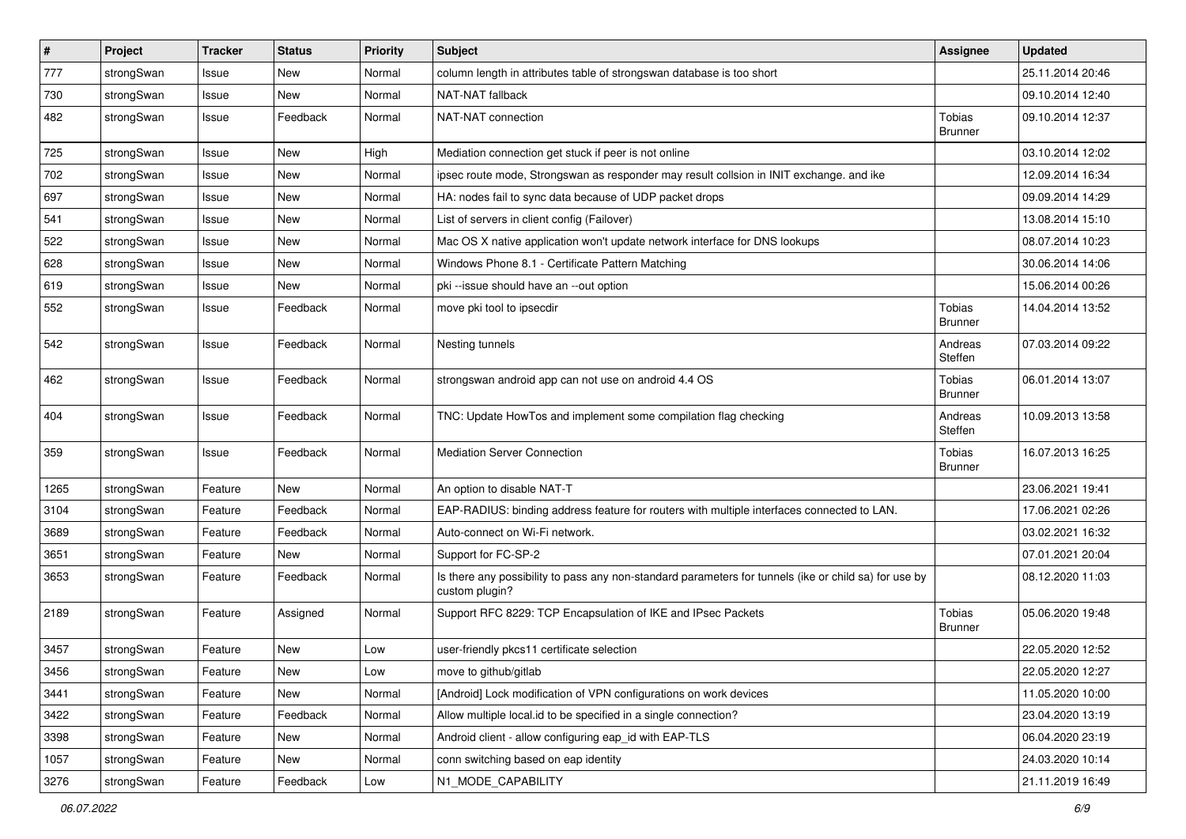| # | Project | Tracker | Status | Priority | Subject | Assignee | Updated |
|---|---|---|---|---|---|---|---|
| 777 | strongSwan | Issue | New | Normal | column length in attributes table of strongswan database is too short | | 25.11.2014 20:46 |
| 730 | strongSwan | Issue | New | Normal | NAT-NAT fallback | | 09.10.2014 12:40 |
| 482 | strongSwan | Issue | Feedback | Normal | NAT-NAT connection | Tobias Brunner | 09.10.2014 12:37 |
| 725 | strongSwan | Issue | New | High | Mediation connection get stuck if peer is not online | | 03.10.2014 12:02 |
| 702 | strongSwan | Issue | New | Normal | ipsec route mode, Strongswan as responder may result collsion in INIT exchange. and ike | | 12.09.2014 16:34 |
| 697 | strongSwan | Issue | New | Normal | HA: nodes fail to sync data because of UDP packet drops | | 09.09.2014 14:29 |
| 541 | strongSwan | Issue | New | Normal | List of servers in client config (Failover) | | 13.08.2014 15:10 |
| 522 | strongSwan | Issue | New | Normal | Mac OS X native application won't update network interface for DNS lookups | | 08.07.2014 10:23 |
| 628 | strongSwan | Issue | New | Normal | Windows Phone 8.1 - Certificate Pattern Matching | | 30.06.2014 14:06 |
| 619 | strongSwan | Issue | New | Normal | pki --issue should have an --out option | | 15.06.2014 00:26 |
| 552 | strongSwan | Issue | Feedback | Normal | move pki tool to ipsecdir | Tobias Brunner | 14.04.2014 13:52 |
| 542 | strongSwan | Issue | Feedback | Normal | Nesting tunnels | Andreas Steffen | 07.03.2014 09:22 |
| 462 | strongSwan | Issue | Feedback | Normal | strongswan android app can not use on android 4.4 OS | Tobias Brunner | 06.01.2014 13:07 |
| 404 | strongSwan | Issue | Feedback | Normal | TNC: Update HowTos and implement some compilation flag checking | Andreas Steffen | 10.09.2013 13:58 |
| 359 | strongSwan | Issue | Feedback | Normal | Mediation Server Connection | Tobias Brunner | 16.07.2013 16:25 |
| 1265 | strongSwan | Feature | New | Normal | An option to disable NAT-T | | 23.06.2021 19:41 |
| 3104 | strongSwan | Feature | Feedback | Normal | EAP-RADIUS: binding address feature for routers with multiple interfaces connected to LAN. | | 17.06.2021 02:26 |
| 3689 | strongSwan | Feature | Feedback | Normal | Auto-connect on Wi-Fi network. | | 03.02.2021 16:32 |
| 3651 | strongSwan | Feature | New | Normal | Support for FC-SP-2 | | 07.01.2021 20:04 |
| 3653 | strongSwan | Feature | Feedback | Normal | Is there any possibility to pass any non-standard parameters for tunnels (ike or child sa) for use by custom plugin? | | 08.12.2020 11:03 |
| 2189 | strongSwan | Feature | Assigned | Normal | Support RFC 8229: TCP Encapsulation of IKE and IPsec Packets | Tobias Brunner | 05.06.2020 19:48 |
| 3457 | strongSwan | Feature | New | Low | user-friendly pkcs11 certificate selection | | 22.05.2020 12:52 |
| 3456 | strongSwan | Feature | New | Low | move to github/gitlab | | 22.05.2020 12:27 |
| 3441 | strongSwan | Feature | New | Normal | [Android] Lock modification of VPN configurations on work devices | | 11.05.2020 10:00 |
| 3422 | strongSwan | Feature | Feedback | Normal | Allow multiple local.id to be specified in a single connection? | | 23.04.2020 13:19 |
| 3398 | strongSwan | Feature | New | Normal | Android client - allow configuring eap_id with EAP-TLS | | 06.04.2020 23:19 |
| 1057 | strongSwan | Feature | New | Normal | conn switching based on eap identity | | 24.03.2020 10:14 |
| 3276 | strongSwan | Feature | Feedback | Low | N1_MODE_CAPABILITY | | 21.11.2019 16:49 |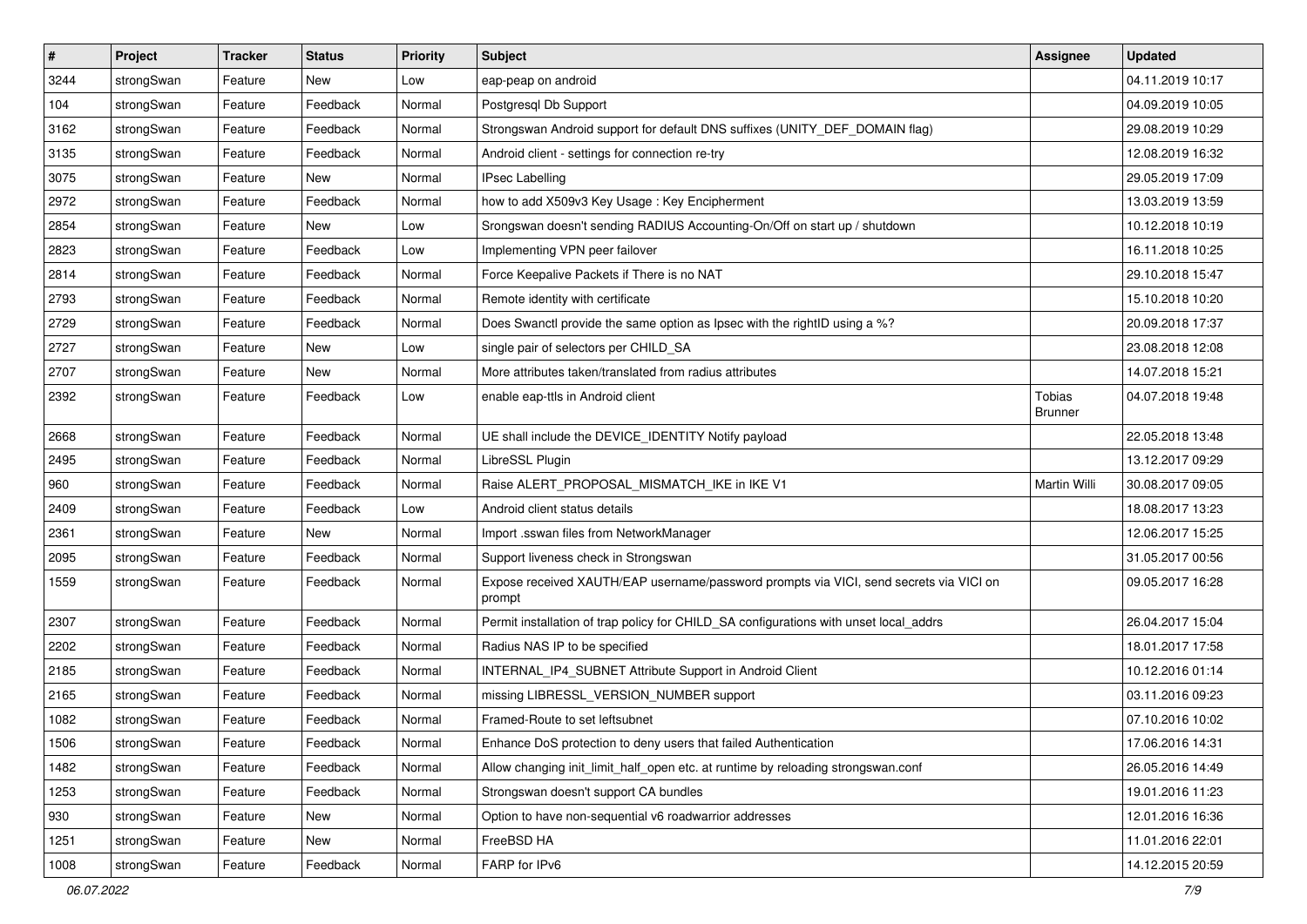| # | Project | Tracker | Status | Priority | Subject | Assignee | Updated |
|---|---|---|---|---|---|---|---|
| 3244 | strongSwan | Feature | New | Low | eap-peap on android | | 04.11.2019 10:17 |
| 104 | strongSwan | Feature | Feedback | Normal | Postgresql Db Support | | 04.09.2019 10:05 |
| 3162 | strongSwan | Feature | Feedback | Normal | Strongswan Android support for default DNS suffixes (UNITY_DEF_DOMAIN flag) | | 29.08.2019 10:29 |
| 3135 | strongSwan | Feature | Feedback | Normal | Android client - settings for connection re-try | | 12.08.2019 16:32 |
| 3075 | strongSwan | Feature | New | Normal | IPsec Labelling | | 29.05.2019 17:09 |
| 2972 | strongSwan | Feature | Feedback | Normal | how to add X509v3 Key Usage : Key Encipherment | | 13.03.2019 13:59 |
| 2854 | strongSwan | Feature | New | Low | Srongswan doesn't sending RADIUS Accounting-On/Off on start up / shutdown | | 10.12.2018 10:19 |
| 2823 | strongSwan | Feature | Feedback | Low | Implementing VPN peer failover | | 16.11.2018 10:25 |
| 2814 | strongSwan | Feature | Feedback | Normal | Force Keepalive Packets if There is no NAT | | 29.10.2018 15:47 |
| 2793 | strongSwan | Feature | Feedback | Normal | Remote identity with certificate | | 15.10.2018 10:20 |
| 2729 | strongSwan | Feature | Feedback | Normal | Does Swanctl provide the same option as Ipsec with the rightID using a %? | | 20.09.2018 17:37 |
| 2727 | strongSwan | Feature | New | Low | single pair of selectors per CHILD_SA | | 23.08.2018 12:08 |
| 2707 | strongSwan | Feature | New | Normal | More attributes taken/translated from radius attributes | | 14.07.2018 15:21 |
| 2392 | strongSwan | Feature | Feedback | Low | enable eap-ttls in Android client | Tobias Brunner | 04.07.2018 19:48 |
| 2668 | strongSwan | Feature | Feedback | Normal | UE shall include the DEVICE_IDENTITY Notify payload | | 22.05.2018 13:48 |
| 2495 | strongSwan | Feature | Feedback | Normal | LibreSSL Plugin | | 13.12.2017 09:29 |
| 960 | strongSwan | Feature | Feedback | Normal | Raise ALERT_PROPOSAL_MISMATCH_IKE in IKE V1 | Martin Willi | 30.08.2017 09:05 |
| 2409 | strongSwan | Feature | Feedback | Low | Android client status details | | 18.08.2017 13:23 |
| 2361 | strongSwan | Feature | New | Normal | Import .sswan files from NetworkManager | | 12.06.2017 15:25 |
| 2095 | strongSwan | Feature | Feedback | Normal | Support liveness check in Strongswan | | 31.05.2017 00:56 |
| 1559 | strongSwan | Feature | Feedback | Normal | Expose received XAUTH/EAP username/password prompts via VICI, send secrets via VICI on prompt | | 09.05.2017 16:28 |
| 2307 | strongSwan | Feature | Feedback | Normal | Permit installation of trap policy for CHILD_SA configurations with unset local_addrs | | 26.04.2017 15:04 |
| 2202 | strongSwan | Feature | Feedback | Normal | Radius NAS IP to be specified | | 18.01.2017 17:58 |
| 2185 | strongSwan | Feature | Feedback | Normal | INTERNAL_IP4_SUBNET Attribute Support in Android Client | | 10.12.2016 01:14 |
| 2165 | strongSwan | Feature | Feedback | Normal | missing LIBRESSL_VERSION_NUMBER support | | 03.11.2016 09:23 |
| 1082 | strongSwan | Feature | Feedback | Normal | Framed-Route to set leftsubnet | | 07.10.2016 10:02 |
| 1506 | strongSwan | Feature | Feedback | Normal | Enhance DoS protection to deny users that failed Authentication | | 17.06.2016 14:31 |
| 1482 | strongSwan | Feature | Feedback | Normal | Allow changing init_limit_half_open etc. at runtime by reloading strongswan.conf | | 26.05.2016 14:49 |
| 1253 | strongSwan | Feature | Feedback | Normal | Strongswan doesn't support CA bundles | | 19.01.2016 11:23 |
| 930 | strongSwan | Feature | New | Normal | Option to have non-sequential v6 roadwarrior addresses | | 12.01.2016 16:36 |
| 1251 | strongSwan | Feature | New | Normal | FreeBSD HA | | 11.01.2016 22:01 |
| 1008 | strongSwan | Feature | Feedback | Normal | FARP for IPv6 | | 14.12.2015 20:59 |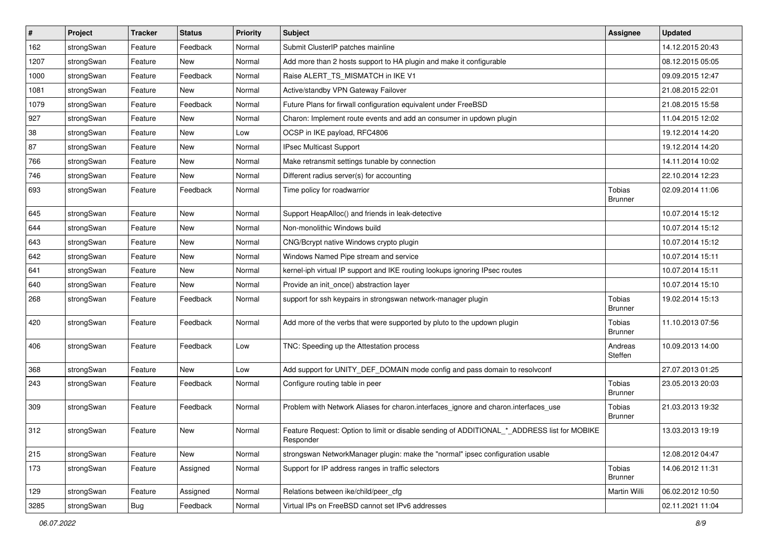| # | Project | Tracker | Status | Priority | Subject | Assignee | Updated |
|---|---|---|---|---|---|---|---|
| 162 | strongSwan | Feature | Feedback | Normal | Submit ClusterIP patches mainline | | 14.12.2015 20:43 |
| 1207 | strongSwan | Feature | New | Normal | Add more than 2 hosts support to HA plugin and make it configurable | | 08.12.2015 05:05 |
| 1000 | strongSwan | Feature | Feedback | Normal | Raise ALERT_TS_MISMATCH in IKE V1 | | 09.09.2015 12:47 |
| 1081 | strongSwan | Feature | New | Normal | Active/standby VPN Gateway Failover | | 21.08.2015 22:01 |
| 1079 | strongSwan | Feature | Feedback | Normal | Future Plans for firwall configuration equivalent under FreeBSD | | 21.08.2015 15:58 |
| 927 | strongSwan | Feature | New | Normal | Charon: Implement route events and add an consumer in updown plugin | | 11.04.2015 12:02 |
| 38 | strongSwan | Feature | New | Low | OCSP in IKE payload, RFC4806 | | 19.12.2014 14:20 |
| 87 | strongSwan | Feature | New | Normal | IPsec Multicast Support | | 19.12.2014 14:20 |
| 766 | strongSwan | Feature | New | Normal | Make retransmit settings tunable by connection | | 14.11.2014 10:02 |
| 746 | strongSwan | Feature | New | Normal | Different radius server(s) for accounting | | 22.10.2014 12:23 |
| 693 | strongSwan | Feature | Feedback | Normal | Time policy for roadwarrior | Tobias Brunner | 02.09.2014 11:06 |
| 645 | strongSwan | Feature | New | Normal | Support HeapAlloc() and friends in leak-detective | | 10.07.2014 15:12 |
| 644 | strongSwan | Feature | New | Normal | Non-monolithic Windows build | | 10.07.2014 15:12 |
| 643 | strongSwan | Feature | New | Normal | CNG/Bcrypt native Windows crypto plugin | | 10.07.2014 15:12 |
| 642 | strongSwan | Feature | New | Normal | Windows Named Pipe stream and service | | 10.07.2014 15:11 |
| 641 | strongSwan | Feature | New | Normal | kernel-iph virtual IP support and IKE routing lookups ignoring IPsec routes | | 10.07.2014 15:11 |
| 640 | strongSwan | Feature | New | Normal | Provide an init_once() abstraction layer | | 10.07.2014 15:10 |
| 268 | strongSwan | Feature | Feedback | Normal | support for ssh keypairs in strongswan network-manager plugin | Tobias Brunner | 19.02.2014 15:13 |
| 420 | strongSwan | Feature | Feedback | Normal | Add more of the verbs that were supported by pluto to the updown plugin | Tobias Brunner | 11.10.2013 07:56 |
| 406 | strongSwan | Feature | Feedback | Low | TNC: Speeding up the Attestation process | Andreas Steffen | 10.09.2013 14:00 |
| 368 | strongSwan | Feature | New | Low | Add support for UNITY_DEF_DOMAIN mode config and pass domain to resolvconf | | 27.07.2013 01:25 |
| 243 | strongSwan | Feature | Feedback | Normal | Configure routing table in peer | Tobias Brunner | 23.05.2013 20:03 |
| 309 | strongSwan | Feature | Feedback | Normal | Problem with Network Aliases for charon.interfaces_ignore and charon.interfaces_use | Tobias Brunner | 21.03.2013 19:32 |
| 312 | strongSwan | Feature | New | Normal | Feature Request: Option to limit or disable sending of ADDITIONAL_*_ADDRESS list for MOBIKE Responder | | 13.03.2013 19:19 |
| 215 | strongSwan | Feature | New | Normal | strongswan NetworkManager plugin: make the "normal" ipsec configuration usable | | 12.08.2012 04:47 |
| 173 | strongSwan | Feature | Assigned | Normal | Support for IP address ranges in traffic selectors | Tobias Brunner | 14.06.2012 11:31 |
| 129 | strongSwan | Feature | Assigned | Normal | Relations between ike/child/peer_cfg | Martin Willi | 06.02.2012 10:50 |
| 3285 | strongSwan | Bug | Feedback | Normal | Virtual IPs on FreeBSD cannot set IPv6 addresses | | 02.11.2021 11:04 |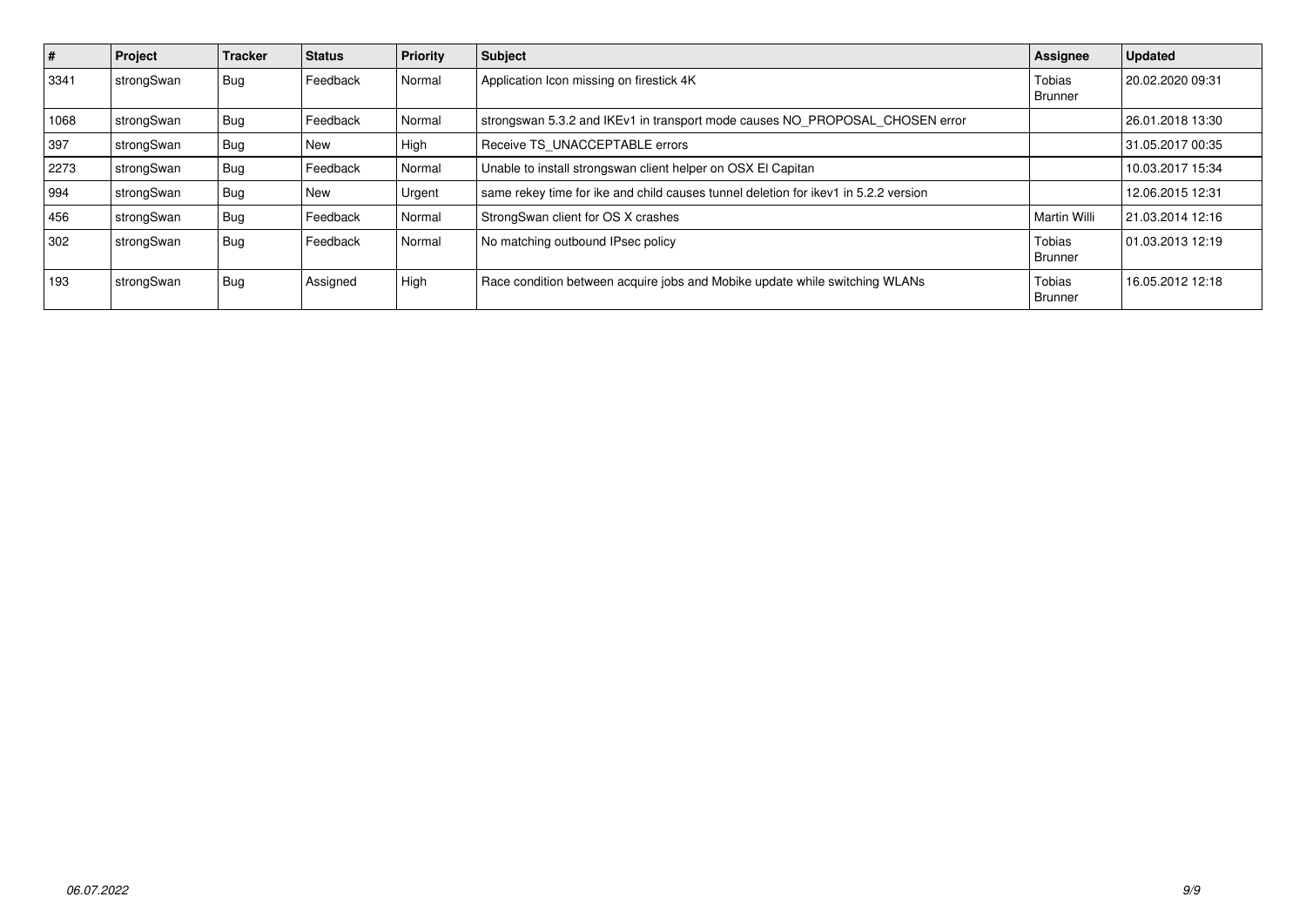| # | Project | Tracker | Status | Priority | Subject | Assignee | Updated |
|---|---|---|---|---|---|---|---|
| 3341 | strongSwan | Bug | Feedback | Normal | Application Icon missing on firestick 4K | Tobias Brunner | 20.02.2020 09:31 |
| 1068 | strongSwan | Bug | Feedback | Normal | strongswan 5.3.2 and IKEv1 in transport mode causes NO_PROPOSAL_CHOSEN error | | 26.01.2018 13:30 |
| 397 | strongSwan | Bug | New | High | Receive TS_UNACCEPTABLE errors | | 31.05.2017 00:35 |
| 2273 | strongSwan | Bug | Feedback | Normal | Unable to install strongswan client helper on OSX El Capitan | | 10.03.2017 15:34 |
| 994 | strongSwan | Bug | New | Urgent | same rekey time for ike and child causes tunnel deletion for ikev1 in 5.2.2 version | | 12.06.2015 12:31 |
| 456 | strongSwan | Bug | Feedback | Normal | StrongSwan client for OS X crashes | Martin Willi | 21.03.2014 12:16 |
| 302 | strongSwan | Bug | Feedback | Normal | No matching outbound IPsec policy | Tobias Brunner | 01.03.2013 12:19 |
| 193 | strongSwan | Bug | Assigned | High | Race condition between acquire jobs and Mobike update while switching WLANs | Tobias Brunner | 16.05.2012 12:18 |